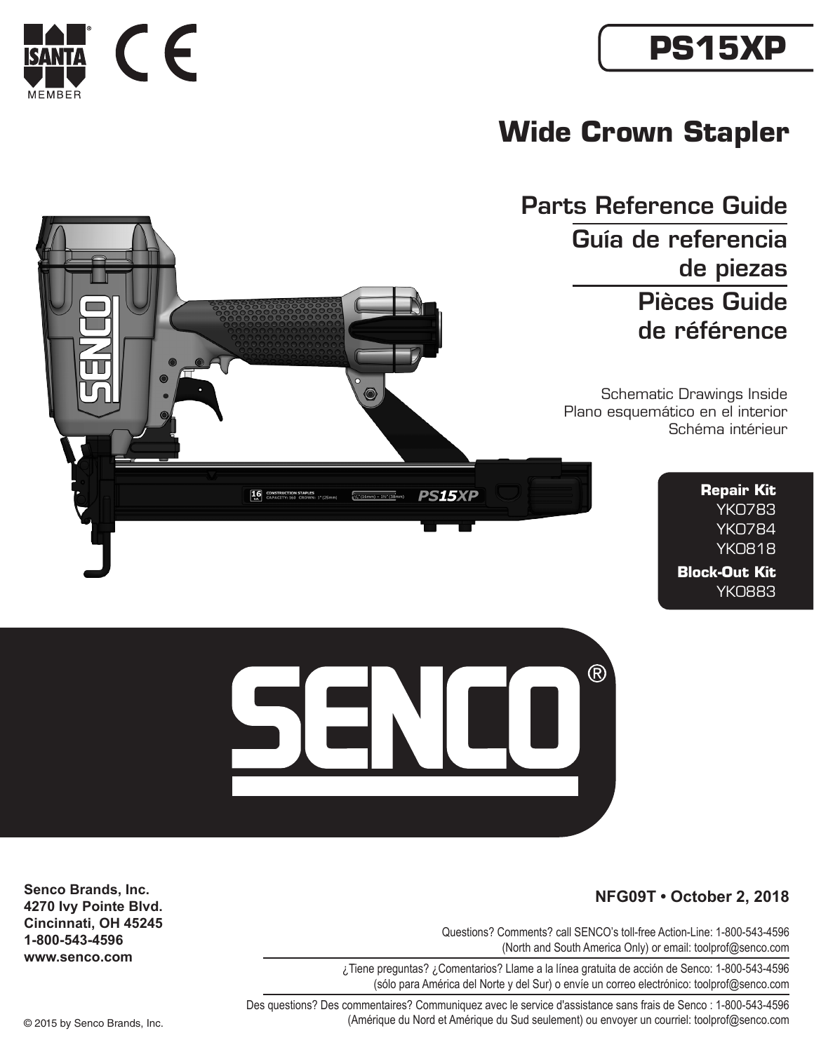# PS15XP

## Wide Crown Stapler

### Parts Reference Guide

### Guía de referencia de piezas

### Pièces Guide de référence

Schematic Drawings Inside
Plano esquemático en el interior
Schéma intérieur

**Repair Kit**
YK0783
YK0784
YK0818

**Block-Out Kit**
YK0883

**Senco Brands, Inc.**
**4270 Ivy Pointe Blvd.**
**Cincinnati, OH 45245**
**1-800-543-4596**
**www.senco.com**

**NFG09T • October 2, 2018**

Questions? Comments? call SENCO's toll-free Action-Line: 1-800-543-4596 (North and South America Only) or email: toolprof@senco.com

¿Tiene preguntas? ¿Comentarios? Llame a la línea gratuita de acción de Senco: 1-800-543-4596 (sólo para América del Norte y del Sur) o envíe un correo electrónico: toolprof@senco.com

Des questions? Des commentaires? Communiquez avec le service d'assistance sans frais de Senco : 1-800-543-4596 (Amérique du Nord et Amérique du Sud seulement) ou envoyer un courriel: toolprof@senco.com

© 2015 by Senco Brands, Inc.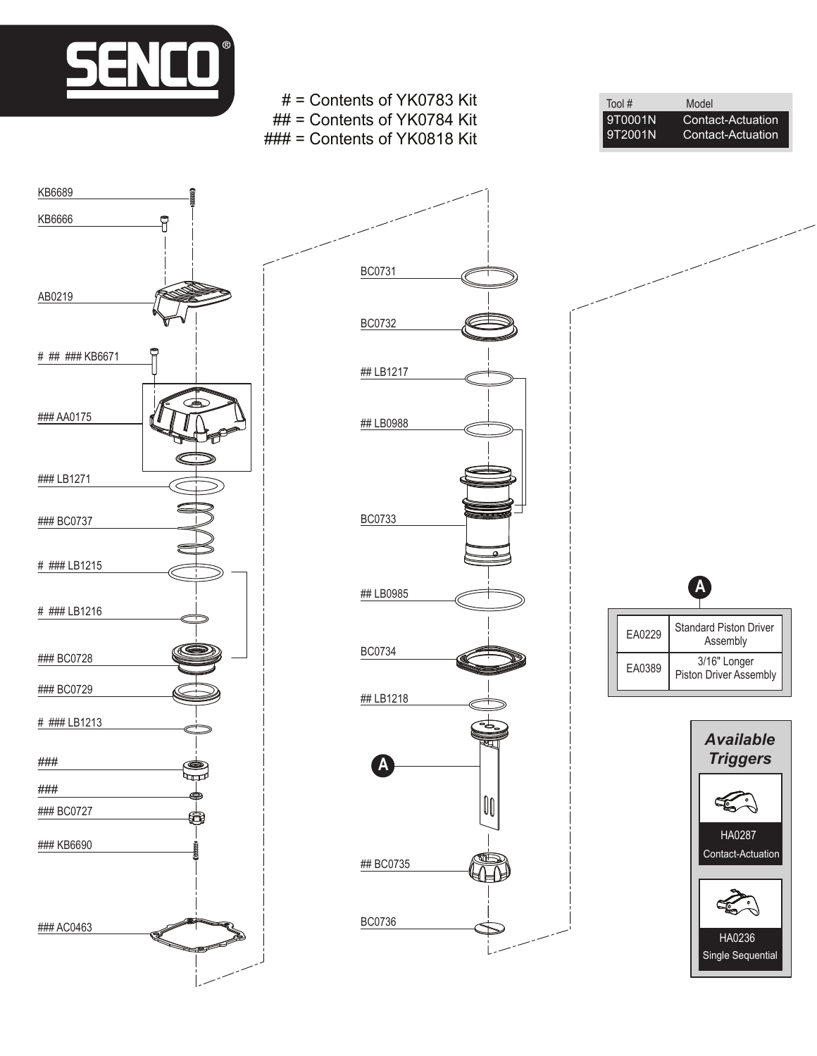SENCO®

# = Contents of YK0783 Kit
## = Contents of YK0784 Kit
### = Contents of YK0818 Kit

| Tool # | Model |
|---|---|
| 9T0001N | Contact-Actuation |
| 9T2001N | Contact-Actuation |

KB6689

KB6666

AB0219

# ## ### KB6671

### AA0175

### LB1271

### BC0737

# ### LB1215

# ### LB1216

### BC0728

### BC0729

# ### LB1213

###

###

### BC0727

### KB6690

### AC0463

BC0731

BC0732

## LB1217

## LB0988

BC0733

## LB0985

BC0734

## LB1218

A

## BC0735

BC0736

A

| | |
|---|---|
| EA0229 | Standard Piston Driver Assembly |
| EA0389 | 3/16" Longer Piston Driver Assembly |

*Available Triggers*

HA0287
Contact-Actuation

HA0236
Single Sequential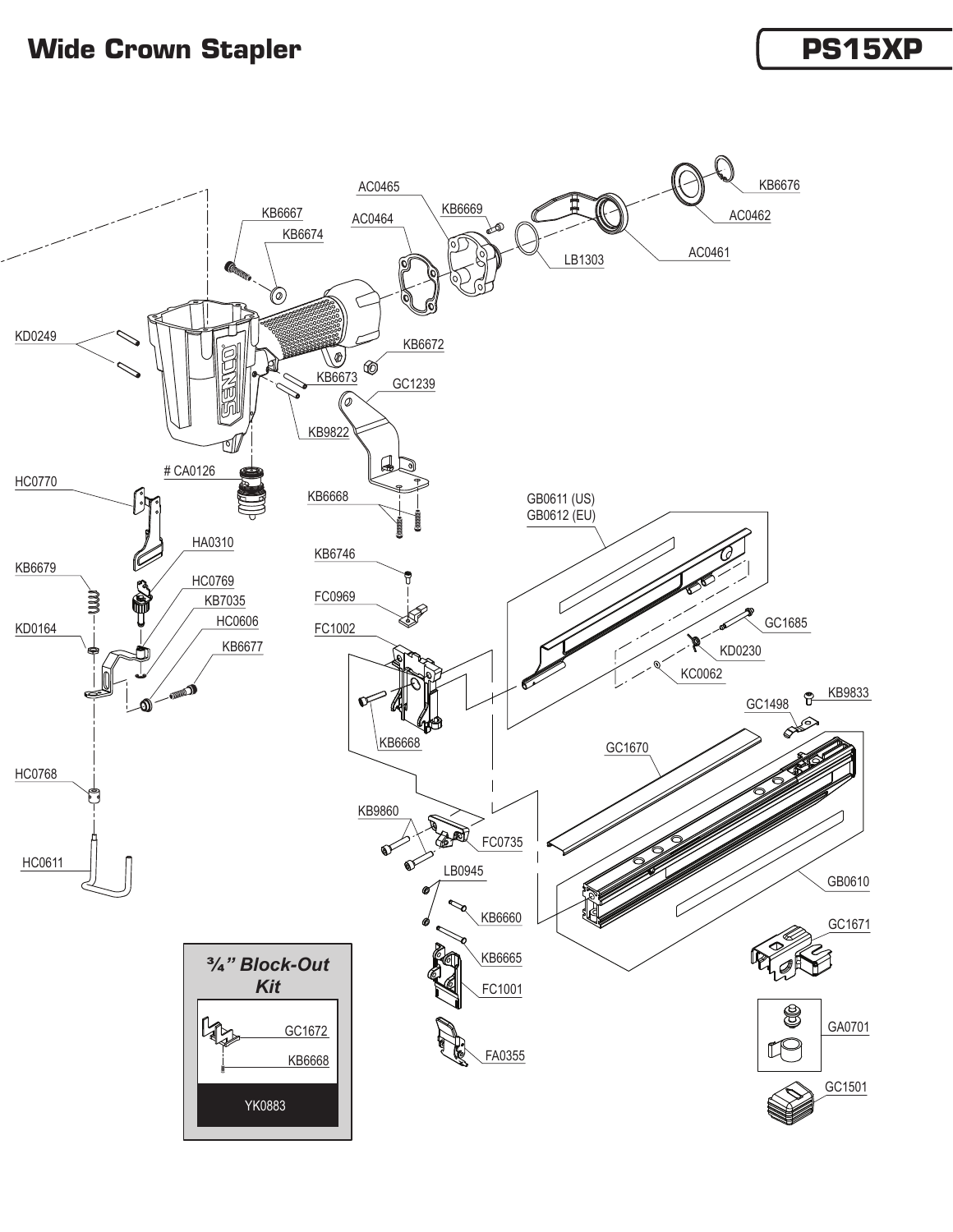# Wide Crown Stapler

## PS15XP

KB6676

AC0465

KB6669

AC0462

AC0464

KB6667

KB6674

AC0461

LB1303

KD0249

KB6672

KB6673

GC1239

KB9822

# CA0126

HC0770

KB6668

GB0611 (US)
GB0612 (EU)

HA0310

KB6746

KB6679

HC0769

FC0969

KB7035

HC0606

FC1002

GC1685

KD0164

KB6677

KD0230

KC0062

KB9833

GC1498

KB6668

GC1670

HC0768

KB9860

FC0735

HC0611

LB0945

GB0610

KB6660

GC1671

KB6665

### ¾" Block-Out Kit

GC1672

KB6668

YK0883

FC1001

GA0701

FA0355

GC1501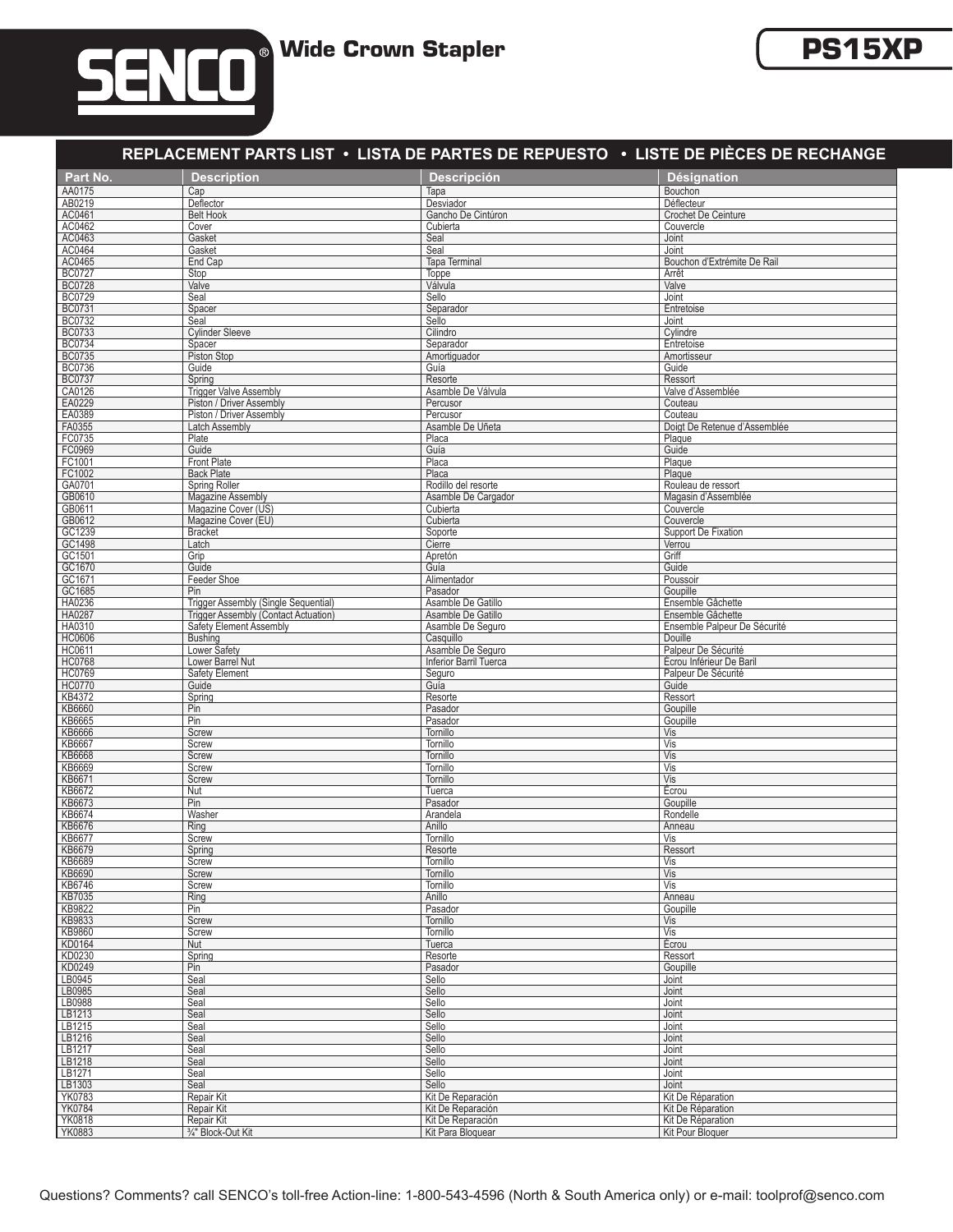# SENCO® Wide Crown Stapler

## PS15XP

## REPLACEMENT PARTS LIST • LISTA DE PARTES DE REPUESTO • LISTE DE PIÈCES DE RECHANGE

| Part No. | Description | Descripción | Désignation |
|---|---|---|---|
| AA0175 | Cap | Tapa | Bouchon |
| AB0219 | Deflector | Desviador | Déflecteur |
| AC0461 | Belt Hook | Gancho De Cintúron | Crochet De Ceinture |
| AC0462 | Cover | Cubierta | Couvercle |
| AC0463 | Gasket | Seal | Joint |
| AC0464 | Gasket | Seal | Joint |
| AC0465 | End Cap | Tapa Terminal | Bouchon d'Extrémite De Rail |
| BC0727 | Stop | Toppe | Arrêt |
| BC0728 | Valve | Válvula | Valve |
| BC0729 | Seal | Sello | Joint |
| BC0731 | Spacer | Separador | Entretoise |
| BC0732 | Seal | Sello | Joint |
| BC0733 | Cylinder Sleeve | Cilindro | Cylindre |
| BC0734 | Spacer | Separador | Entretoise |
| BC0735 | Piston Stop | Amortiguador | Amortisseur |
| BC0736 | Guide | Guía | Guide |
| BC0737 | Spring | Resorte | Ressort |
| CA0126 | Trigger Valve Assembly | Asamble De Válvula | Valve d'Assemblée |
| EA0229 | Piston / Driver Assembly | Percusor | Couteau |
| EA0389 | Piston / Driver Assembly | Percusor | Couteau |
| FA0355 | Latch Assembly | Asamble De Uñeta | Doigt De Retenue d'Assemblée |
| FC0735 | Plate | Placa | Plaque |
| FC0969 | Guide | Guía | Guide |
| FC1001 | Front Plate | Placa | Plaque |
| FC1002 | Back Plate | Placa | Plaque |
| GA0701 | Spring Roller | Rodillo del resorte | Rouleau de ressort |
| GB0610 | Magazine Assembly | Asamble De Cargador | Magasin d'Assemblée |
| GB0611 | Magazine Cover (US) | Cubierta | Couvercle |
| GB0612 | Magazine Cover (EU) | Cubierta | Couvercle |
| GC1239 | Bracket | Soporte | Support De Fixation |
| GC1498 | Latch | Cierre | Verrou |
| GC1501 | Grip | Apretón | Griff |
| GC1670 | Guide | Guía | Guide |
| GC1671 | Feeder Shoe | Alimentador | Poussoir |
| GC1685 | Pin | Pasador | Goupille |
| HA0236 | Trigger Assembly (Single Sequential) | Asamble De Gatillo | Ensemble Gâchette |
| HA0287 | Trigger Assembly (Contact Actuation) | Asamble De Gatillo | Ensemble Gâchette |
| HA0310 | Safety Element Assembly | Asamble De Seguro | Ensemble Palpeur De Sécurité |
| HC0606 | Bushing | Casquillo | Douille |
| HC0611 | Lower Safety | Asamble De Seguro | Palpeur De Sécurité |
| HC0768 | Lower Barrel Nut | Inferior Barril Tuerca | Écrou Inférieur De Baril |
| HC0769 | Safety Element | Seguro | Palpeur De Sécurité |
| HC0770 | Guide | Guía | Guide |
| KB4372 | Spring | Resorte | Ressort |
| KB6660 | Pin | Pasador | Goupille |
| KB6665 | Pin | Pasador | Goupille |
| KB6666 | Screw | Tornillo | Vis |
| KB6667 | Screw | Tornillo | Vis |
| KB6668 | Screw | Tornillo | Vis |
| KB6669 | Screw | Tornillo | Vis |
| KB6671 | Screw | Tornillo | Vis |
| KB6672 | Nut | Tuerca | Écrou |
| KB6673 | Pin | Pasador | Goupille |
| KB6674 | Washer | Arandela | Rondelle |
| KB6676 | Ring | Anillo | Anneau |
| KB6677 | Screw | Tornillo | Vis |
| KB6679 | Spring | Resorte | Ressort |
| KB6689 | Screw | Tornillo | Vis |
| KB6690 | Screw | Tornillo | Vis |
| KB6746 | Screw | Tornillo | Vis |
| KB7035 | Ring | Anillo | Anneau |
| KB9822 | Pin | Pasador | Goupille |
| KB9833 | Screw | Tornillo | Vis |
| KB9860 | Screw | Tornillo | Vis |
| KD0164 | Nut | Tuerca | Écrou |
| KD0230 | Spring | Resorte | Ressort |
| KD0249 | Pin | Pasador | Goupille |
| LB0945 | Seal | Sello | Joint |
| LB0985 | Seal | Sello | Joint |
| LB0988 | Seal | Sello | Joint |
| LB1213 | Seal | Sello | Joint |
| LB1215 | Seal | Sello | Joint |
| LB1216 | Seal | Sello | Joint |
| LB1217 | Seal | Sello | Joint |
| LB1218 | Seal | Sello | Joint |
| LB1271 | Seal | Sello | Joint |
| LB1303 | Seal | Sello | Joint |
| YK0783 | Repair Kit | Kit De Reparación | Kit De Réparation |
| YK0784 | Repair Kit | Kit De Reparación | Kit De Réparation |
| YK0818 | Repair Kit | Kit De Reparación | Kit De Réparation |
| YK0883 | ¾" Block-Out Kit | Kit Para Bloquear | Kit Pour Bloquer |

Questions? Comments? call SENCO's toll-free Action-line: 1-800-543-4596 (North & South America only) or e-mail: toolprof@senco.com